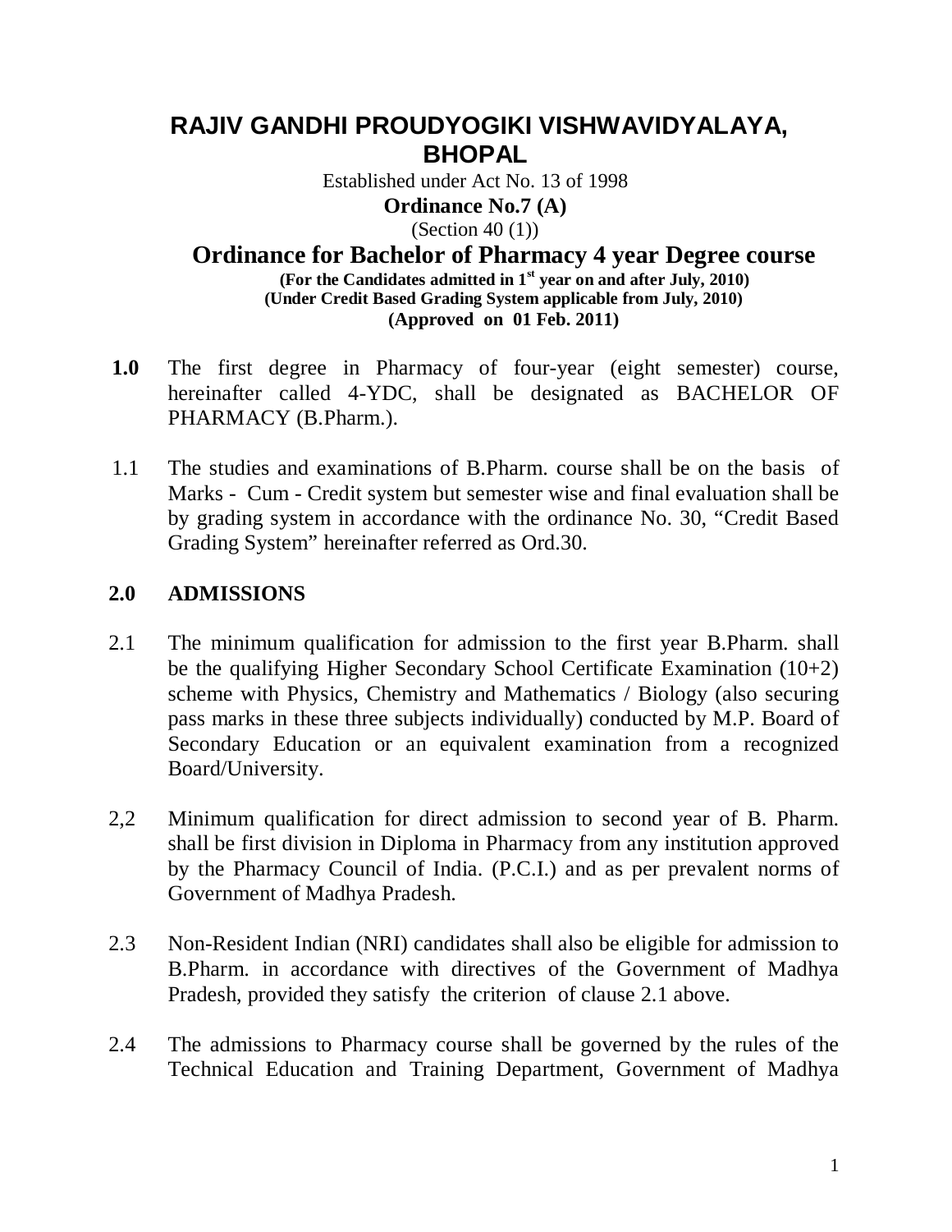# RAJIV GANDHI PROUDYOGIKI VISHWAVIDYALAYA, BHOPAL

Established under Act No. 13 of 1998

**Ordinance No.7 (A)**

(Section 40 (1))

## Ordinance for Bachelor of Pharmacy 4 year Degree course

**(For the Candidates admitted in 1st year on and after July, 2010)**
**(Under Credit Based Grading System applicable from July, 2010)**
**(Approved on 01 Feb. 2011)**

**1.0** The first degree in Pharmacy of four-year (eight semester) course, hereinafter called 4-YDC, shall be designated as BACHELOR OF PHARMACY (B.Pharm.).

1.1 The studies and examinations of B.Pharm. course shall be on the basis of Marks - Cum - Credit system but semester wise and final evaluation shall be by grading system in accordance with the ordinance No. 30, "Credit Based Grading System" hereinafter referred as Ord.30.

## 2.0 ADMISSIONS

2.1 The minimum qualification for admission to the first year B.Pharm. shall be the qualifying Higher Secondary School Certificate Examination (10+2) scheme with Physics, Chemistry and Mathematics / Biology (also securing pass marks in these three subjects individually) conducted by M.P. Board of Secondary Education or an equivalent examination from a recognized Board/University.

2,2 Minimum qualification for direct admission to second year of B. Pharm. shall be first division in Diploma in Pharmacy from any institution approved by the Pharmacy Council of India. (P.C.I.) and as per prevalent norms of Government of Madhya Pradesh.

2.3 Non-Resident Indian (NRI) candidates shall also be eligible for admission to B.Pharm. in accordance with directives of the Government of Madhya Pradesh, provided they satisfy the criterion of clause 2.1 above.

2.4 The admissions to Pharmacy course shall be governed by the rules of the Technical Education and Training Department, Government of Madhya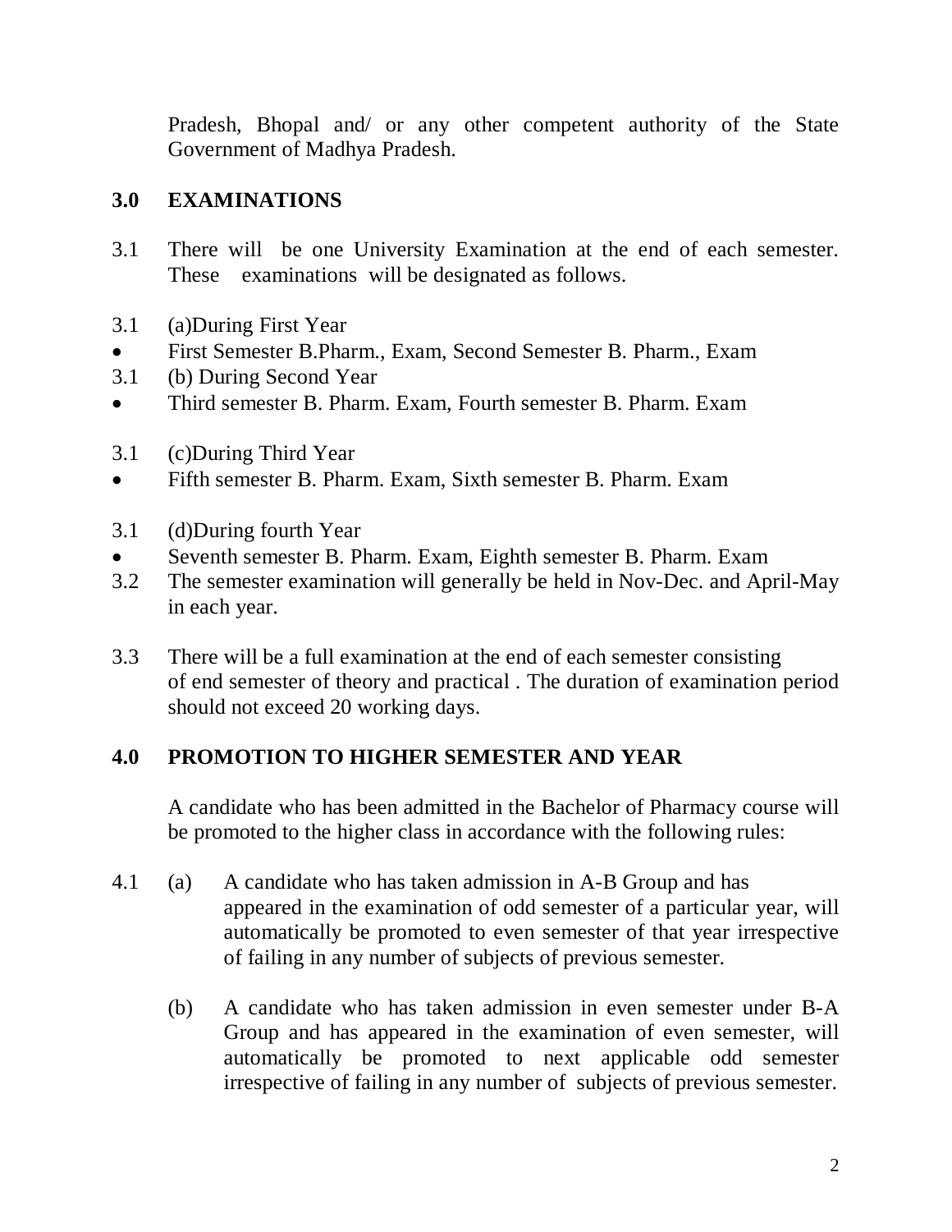Pradesh, Bhopal and/ or any other competent authority of the State Government of Madhya Pradesh.

## 3.0 EXAMINATIONS

3.1 There will be one University Examination at the end of each semester. These examinations will be designated as follows.

3.1 (a)During First Year

- First Semester B.Pharm., Exam, Second Semester B. Pharm., Exam

3.1 (b) During Second Year

- Third semester B. Pharm. Exam, Fourth semester B. Pharm. Exam

3.1 (c)During Third Year

- Fifth semester B. Pharm. Exam, Sixth semester B. Pharm. Exam

3.1 (d)During fourth Year

- Seventh semester B. Pharm. Exam, Eighth semester B. Pharm. Exam

3.2 The semester examination will generally be held in Nov-Dec. and April-May in each year.

3.3 There will be a full examination at the end of each semester consisting of end semester of theory and practical . The duration of examination period should not exceed 20 working days.

## 4.0 PROMOTION TO HIGHER SEMESTER AND YEAR

A candidate who has been admitted in the Bachelor of Pharmacy course will be promoted to the higher class in accordance with the following rules:

4.1 (a) A candidate who has taken admission in A-B Group and has appeared in the examination of odd semester of a particular year, will automatically be promoted to even semester of that year irrespective of failing in any number of subjects of previous semester.

(b) A candidate who has taken admission in even semester under B-A Group and has appeared in the examination of even semester, will automatically be promoted to next applicable odd semester irrespective of failing in any number of subjects of previous semester.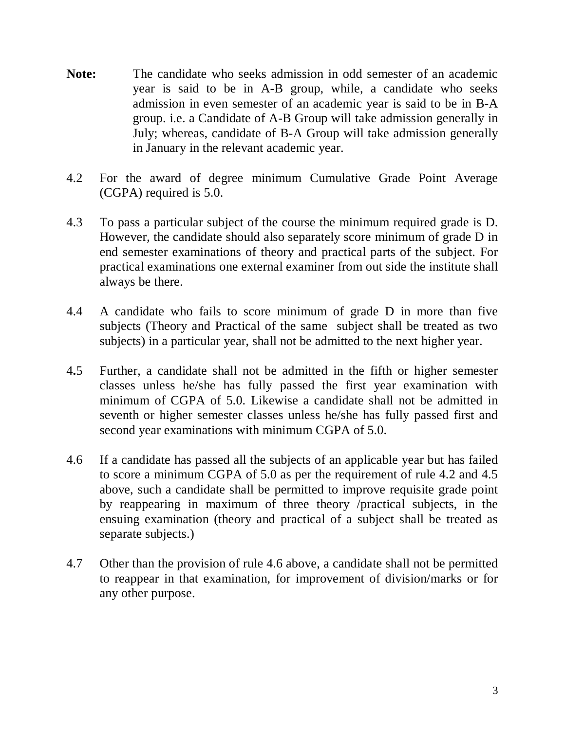**Note:** The candidate who seeks admission in odd semester of an academic year is said to be in A-B group, while, a candidate who seeks admission in even semester of an academic year is said to be in B-A group. i.e. a Candidate of A-B Group will take admission generally in July; whereas, candidate of B-A Group will take admission generally in January in the relevant academic year.

4.2 For the award of degree minimum Cumulative Grade Point Average (CGPA) required is 5.0.

4.3 To pass a particular subject of the course the minimum required grade is D. However, the candidate should also separately score minimum of grade D in end semester examinations of theory and practical parts of the subject. For practical examinations one external examiner from out side the institute shall always be there.

4.4 A candidate who fails to score minimum of grade D in more than five subjects (Theory and Practical of the same subject shall be treated as two subjects) in a particular year, shall not be admitted to the next higher year.

4.5 Further, a candidate shall not be admitted in the fifth or higher semester classes unless he/she has fully passed the first year examination with minimum of CGPA of 5.0. Likewise a candidate shall not be admitted in seventh or higher semester classes unless he/she has fully passed first and second year examinations with minimum CGPA of 5.0.

4.6 If a candidate has passed all the subjects of an applicable year but has failed to score a minimum CGPA of 5.0 as per the requirement of rule 4.2 and 4.5 above, such a candidate shall be permitted to improve requisite grade point by reappearing in maximum of three theory /practical subjects, in the ensuing examination (theory and practical of a subject shall be treated as separate subjects.)

4.7 Other than the provision of rule 4.6 above, a candidate shall not be permitted to reappear in that examination, for improvement of division/marks or for any other purpose.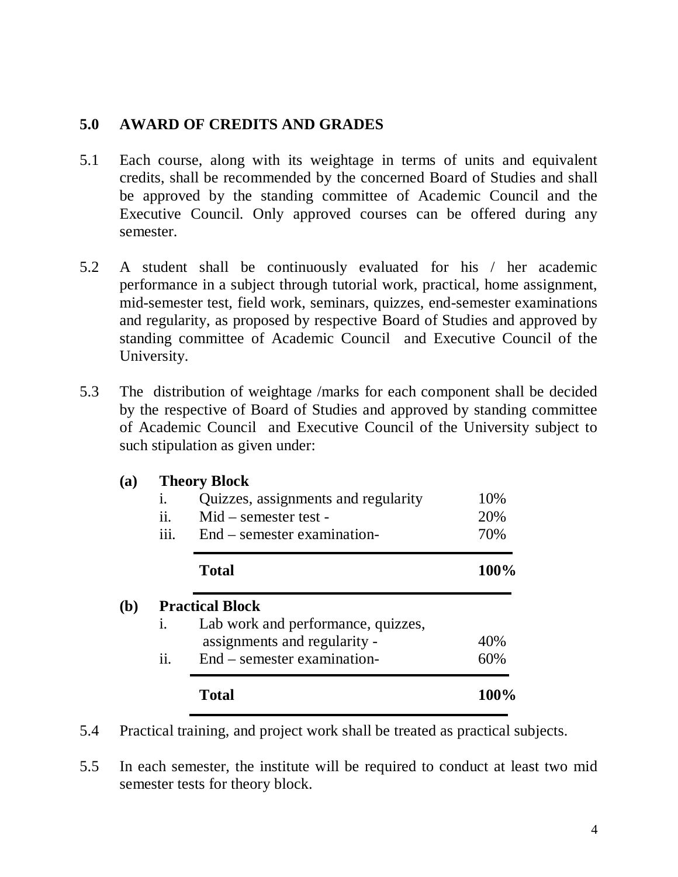## 5.0 AWARD OF CREDITS AND GRADES

5.1 Each course, along with its weightage in terms of units and equivalent credits, shall be recommended by the concerned Board of Studies and shall be approved by the standing committee of Academic Council and the Executive Council. Only approved courses can be offered during any semester.

5.2 A student shall be continuously evaluated for his / her academic performance in a subject through tutorial work, practical, home assignment, mid-semester test, field work, seminars, quizzes, end-semester examinations and regularity, as proposed by respective Board of Studies and approved by standing committee of Academic Council and Executive Council of the University.

5.3 The distribution of weightage /marks for each component shall be decided by the respective of Board of Studies and approved by standing committee of Academic Council and Executive Council of the University subject to such stipulation as given under:

**(a) Theory Block**

| | | |
|---|---|---|
| i. | Quizzes, assignments and regularity | 10% |
| ii. | Mid – semester test - | 20% |
| iii. | End – semester examination- | 70% |
| | **Total** | **100%** |

**(b) Practical Block**

| | | |
|---|---|---|
| i. | Lab work and performance, quizzes, assignments and regularity - | 40% |
| ii. | End – semester examination- | 60% |
| | **Total** | **100%** |

5.4 Practical training, and project work shall be treated as practical subjects.

5.5 In each semester, the institute will be required to conduct at least two mid semester tests for theory block.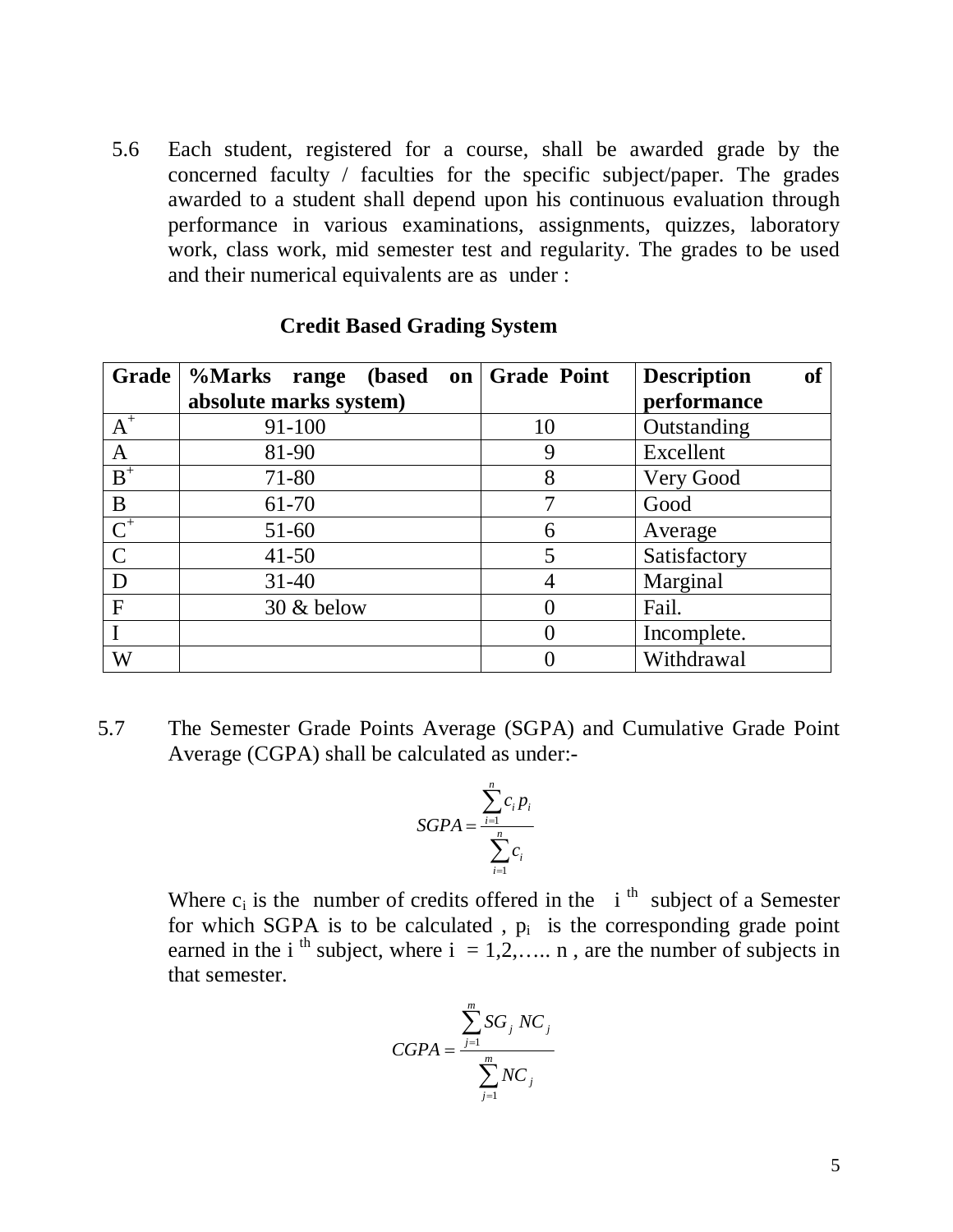5.6 Each student, registered for a course, shall be awarded grade by the concerned faculty / faculties for the specific subject/paper. The grades awarded to a student shall depend upon his continuous evaluation through performance in various examinations, assignments, quizzes, laboratory work, class work, mid semester test and regularity. The grades to be used and their numerical equivalents are as under :

**Credit Based Grading System**

| **Grade** | **%Marks range (based on absolute marks system)** | **Grade Point** | **Description of performance** |
|---|---|---|---|
| $A^+$ | 91-100 | 10 | Outstanding |
| A | 81-90 | 9 | Excellent |
| $B^+$ | 71-80 | 8 | Very Good |
| B | 61-70 | 7 | Good |
| $C^+$ | 51-60 | 6 | Average |
| C | 41-50 | 5 | Satisfactory |
| D | 31-40 | 4 | Marginal |
| F | 30 & below | 0 | Fail. |
| I | | 0 | Incomplete. |
| W | | 0 | Withdrawal |

5.7 The Semester Grade Points Average (SGPA) and Cumulative Grade Point Average (CGPA) shall be calculated as under:-

$$SGPA = \frac{\sum_{i=1}^{n} c_i p_i}{\sum_{i=1}^{n} c_i}$$

Where $c_i$ is the number of credits offered in the $i^{th}$ subject of a Semester for which SGPA is to be calculated , $p_i$ is the corresponding grade point earned in the $i^{th}$ subject, where $i = 1,2,\ldots n$ , are the number of subjects in that semester.

$$CGPA = \frac{\sum_{j=1}^{m} SG_j \, NC_j}{\sum_{j=1}^{m} NC_j}$$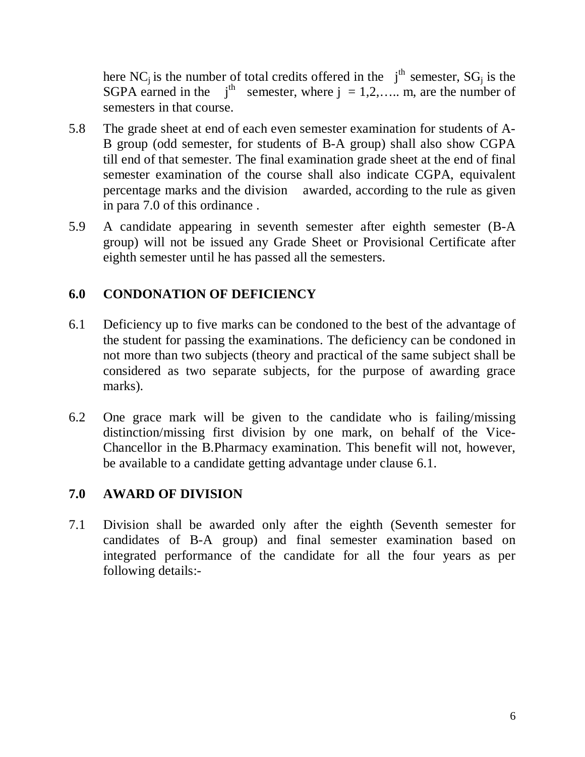here $NC_j$ is the number of total credits offered in the $j^{th}$ semester, $SG_j$ is the SGPA earned in the $j^{th}$ semester, where $j = 1,2,\ldots.. m$, are the number of semesters in that course.

5.8 The grade sheet at end of each even semester examination for students of A-B group (odd semester, for students of B-A group) shall also show CGPA till end of that semester. The final examination grade sheet at the end of final semester examination of the course shall also indicate CGPA, equivalent percentage marks and the division awarded, according to the rule as given in para 7.0 of this ordinance .

5.9 A candidate appearing in seventh semester after eighth semester (B-A group) will not be issued any Grade Sheet or Provisional Certificate after eighth semester until he has passed all the semesters.

## 6.0 CONDONATION OF DEFICIENCY

6.1 Deficiency up to five marks can be condoned to the best of the advantage of the student for passing the examinations. The deficiency can be condoned in not more than two subjects (theory and practical of the same subject shall be considered as two separate subjects, for the purpose of awarding grace marks).

6.2 One grace mark will be given to the candidate who is failing/missing distinction/missing first division by one mark, on behalf of the Vice-Chancellor in the B.Pharmacy examination. This benefit will not, however, be available to a candidate getting advantage under clause 6.1.

## 7.0 AWARD OF DIVISION

7.1 Division shall be awarded only after the eighth (Seventh semester for candidates of B-A group) and final semester examination based on integrated performance of the candidate for all the four years as per following details:-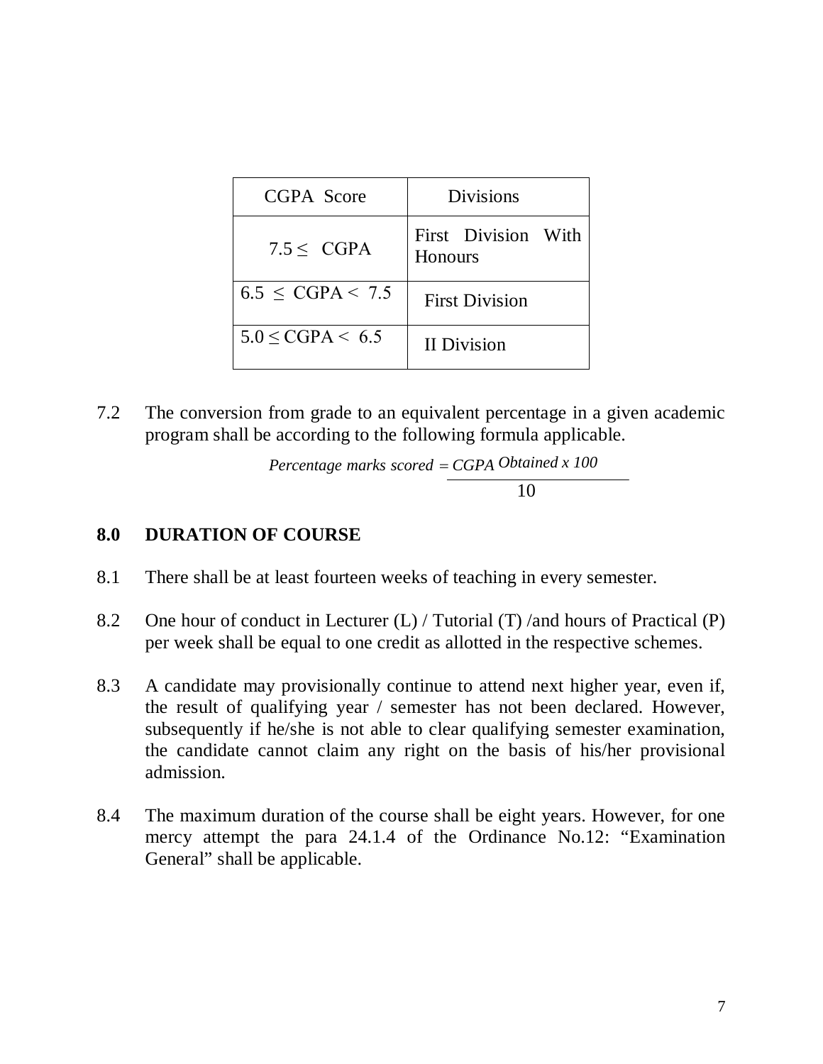| CGPA Score | Divisions |
|---|---|
| $7.5 \leq$ CGPA | First Division With Honours |
| $6.5 \leq$ CGPA $< 7.5$ | First Division |
| $5.0 \leq$ CGPA $< 6.5$ | II Division |

7.2 The conversion from grade to an equivalent percentage in a given academic program shall be according to the following formula applicable.

$$\textit{Percentage marks scored} = \frac{\textit{CGPA Obtained x 100}}{10}$$

## 8.0 DURATION OF COURSE

8.1 There shall be at least fourteen weeks of teaching in every semester.

8.2 One hour of conduct in Lecturer (L) / Tutorial (T) /and hours of Practical (P) per week shall be equal to one credit as allotted in the respective schemes.

8.3 A candidate may provisionally continue to attend next higher year, even if, the result of qualifying year / semester has not been declared. However, subsequently if he/she is not able to clear qualifying semester examination, the candidate cannot claim any right on the basis of his/her provisional admission.

8.4 The maximum duration of the course shall be eight years. However, for one mercy attempt the para 24.1.4 of the Ordinance No.12: "Examination General" shall be applicable.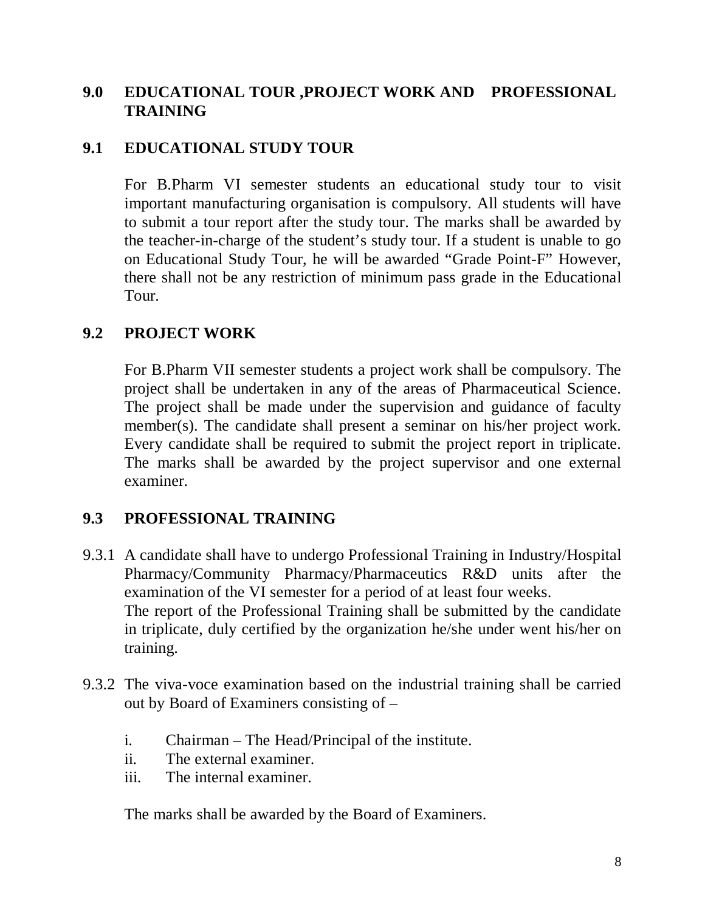## 9.0 EDUCATIONAL TOUR ,PROJECT WORK AND PROFESSIONAL TRAINING

### 9.1 EDUCATIONAL STUDY TOUR

For B.Pharm VI semester students an educational study tour to visit important manufacturing organisation is compulsory. All students will have to submit a tour report after the study tour. The marks shall be awarded by the teacher-in-charge of the student's study tour. If a student is unable to go on Educational Study Tour, he will be awarded "Grade Point-F" However, there shall not be any restriction of minimum pass grade in the Educational Tour.

### 9.2 PROJECT WORK

For B.Pharm VII semester students a project work shall be compulsory. The project shall be undertaken in any of the areas of Pharmaceutical Science. The project shall be made under the supervision and guidance of faculty member(s). The candidate shall present a seminar on his/her project work. Every candidate shall be required to submit the project report in triplicate. The marks shall be awarded by the project supervisor and one external examiner.

### 9.3 PROFESSIONAL TRAINING

9.3.1 A candidate shall have to undergo Professional Training in Industry/Hospital Pharmacy/Community Pharmacy/Pharmaceutics R&D units after the examination of the VI semester for a period of at least four weeks.
The report of the Professional Training shall be submitted by the candidate in triplicate, duly certified by the organization he/she under went his/her on training.

9.3.2 The viva-voce examination based on the industrial training shall be carried out by Board of Examiners consisting of –

i. Chairman – The Head/Principal of the institute.
ii. The external examiner.
iii. The internal examiner.

The marks shall be awarded by the Board of Examiners.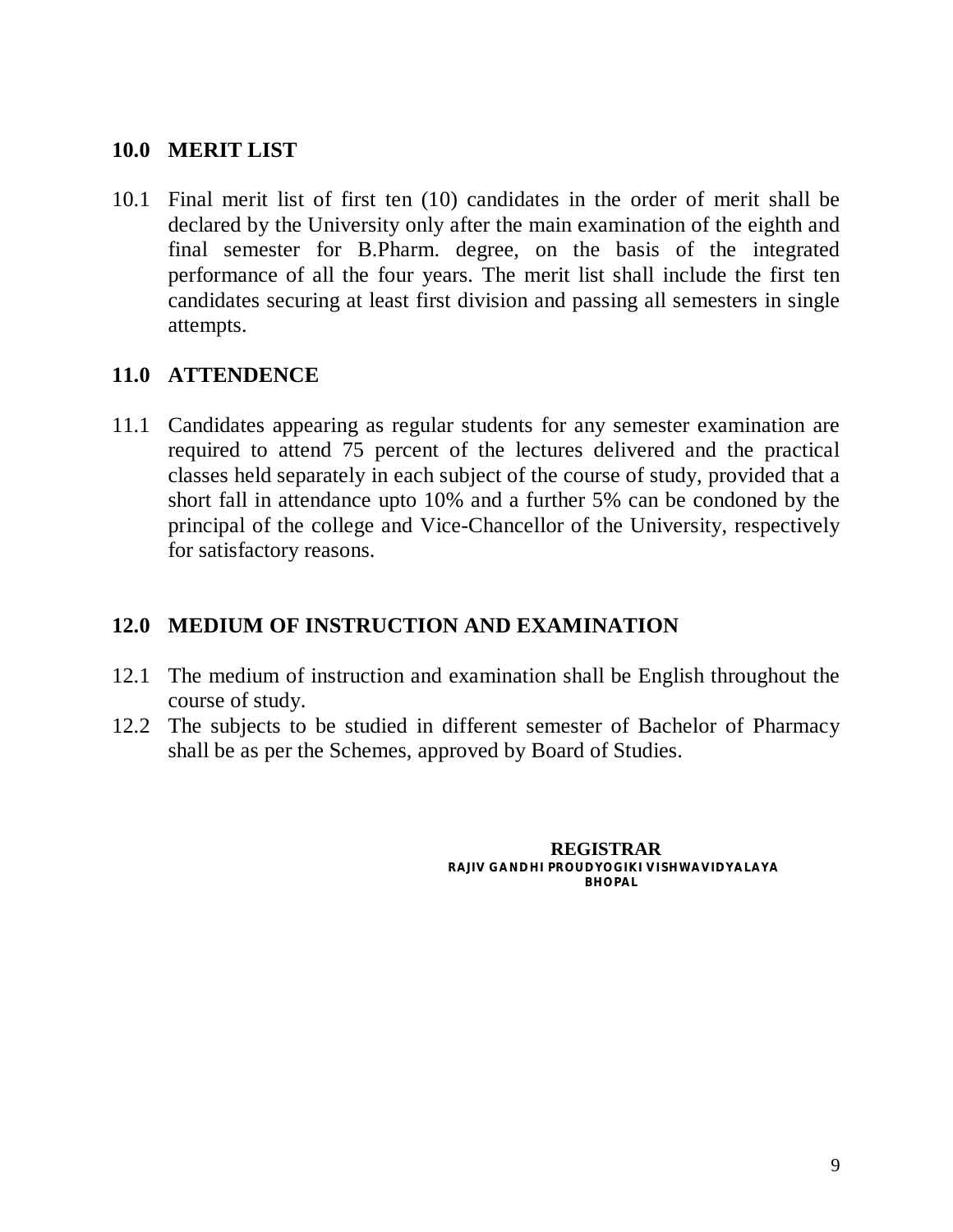## 10.0 MERIT LIST

10.1 Final merit list of first ten (10) candidates in the order of merit shall be declared by the University only after the main examination of the eighth and final semester for B.Pharm. degree, on the basis of the integrated performance of all the four years. The merit list shall include the first ten candidates securing at least first division and passing all semesters in single attempts.

## 11.0 ATTENDENCE

11.1 Candidates appearing as regular students for any semester examination are required to attend 75 percent of the lectures delivered and the practical classes held separately in each subject of the course of study, provided that a short fall in attendance upto 10% and a further 5% can be condoned by the principal of the college and Vice-Chancellor of the University, respectively for satisfactory reasons.

## 12.0 MEDIUM OF INSTRUCTION AND EXAMINATION

12.1 The medium of instruction and examination shall be English throughout the course of study.

12.2 The subjects to be studied in different semester of Bachelor of Pharmacy shall be as per the Schemes, approved by Board of Studies.

**REGISTRAR**
**RAJIV GANDHI PROUDYOGIKI VISHWAVIDYALAYA**
**BHOPAL**